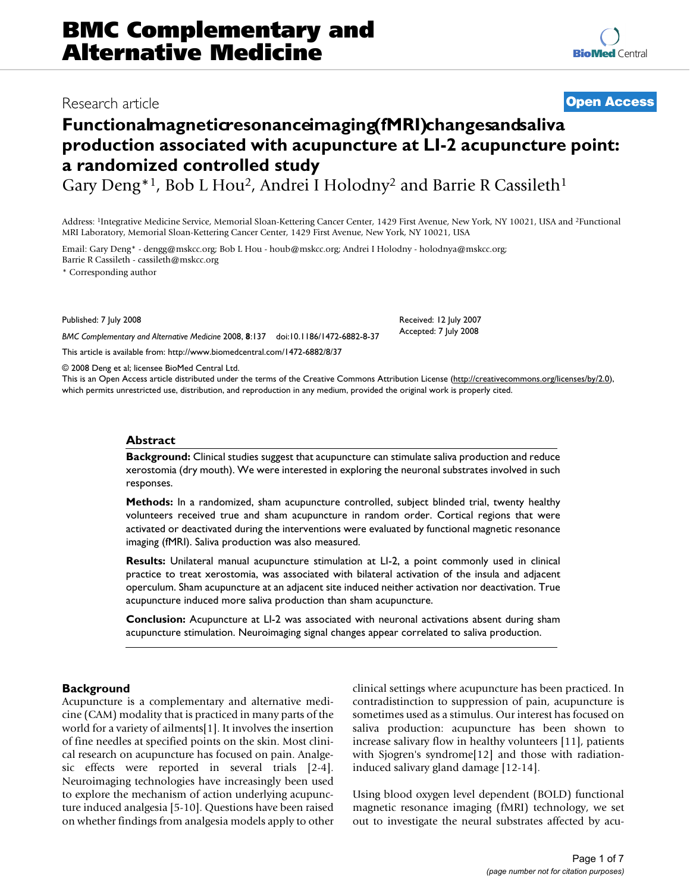BMC Complementary and Alternative Medicine

Research article

Open Access

# Functional magnetic resonance imaging (fMRI) changes and saliva production associated with acupuncture at LI-2 acupuncture point: a randomized controlled study

Gary Deng*[1], Bob L Hou[2], Andrei I Holodny[2] and Barrie R Cassileth[1]

Address: [1]Integrative Medicine Service, Memorial Sloan-Kettering Cancer Center, 1429 First Avenue, New York, NY 10021, USA and [2]Functional MRI Laboratory, Memorial Sloan-Kettering Cancer Center, 1429 First Avenue, New York, NY 10021, USA

Email: Gary Deng* - dengg@mskcc.org; Bob L Hou - houb@mskcc.org; Andrei I Holodny - holodnya@mskcc.org; Barrie R Cassileth - cassileth@mskcc.org

* Corresponding author

Published: 7 July 2008

*BMC Complementary and Alternative Medicine* 2008, **8**:137 doi:10.1186/1472-6882-8-37

Received: 12 July 2007

Accepted: 7 July 2008

This article is available from: http://www.biomedcentral.com/1472-6882/8/37

© 2008 Deng et al; licensee BioMed Central Ltd.

This is an Open Access article distributed under the terms of the Creative Commons Attribution License (http://creativecommons.org/licenses/by/2.0), which permits unrestricted use, distribution, and reproduction in any medium, provided the original work is properly cited.

## Abstract

**Background:** Clinical studies suggest that acupuncture can stimulate saliva production and reduce xerostomia (dry mouth). We were interested in exploring the neuronal substrates involved in such responses.

**Methods:** In a randomized, sham acupuncture controlled, subject blinded trial, twenty healthy volunteers received true and sham acupuncture in random order. Cortical regions that were activated or deactivated during the interventions were evaluated by functional magnetic resonance imaging (fMRI). Saliva production was also measured.

**Results:** Unilateral manual acupuncture stimulation at LI-2, a point commonly used in clinical practice to treat xerostomia, was associated with bilateral activation of the insula and adjacent operculum. Sham acupuncture at an adjacent site induced neither activation nor deactivation. True acupuncture induced more saliva production than sham acupuncture.

**Conclusion:** Acupuncture at LI-2 was associated with neuronal activations absent during sham acupuncture stimulation. Neuroimaging signal changes appear correlated to saliva production.

## Background

Acupuncture is a complementary and alternative medicine (CAM) modality that is practiced in many parts of the world for a variety of ailments[1]. It involves the insertion of fine needles at specified points on the skin. Most clinical research on acupuncture has focused on pain. Analgesic effects were reported in several trials [2-4]. Neuroimaging technologies have increasingly been used to explore the mechanism of action underlying acupuncture induced analgesia [5-10]. Questions have been raised on whether findings from analgesia models apply to other clinical settings where acupuncture has been practiced. In contradistinction to suppression of pain, acupuncture is sometimes used as a stimulus. Our interest has focused on saliva production: acupuncture has been shown to increase salivary flow in healthy volunteers [11], patients with Sjogren's syndrome[12] and those with radiation-induced salivary gland damage [12-14].

Using blood oxygen level dependent (BOLD) functional magnetic resonance imaging (fMRI) technology, we set out to investigate the neural substrates affected by acu-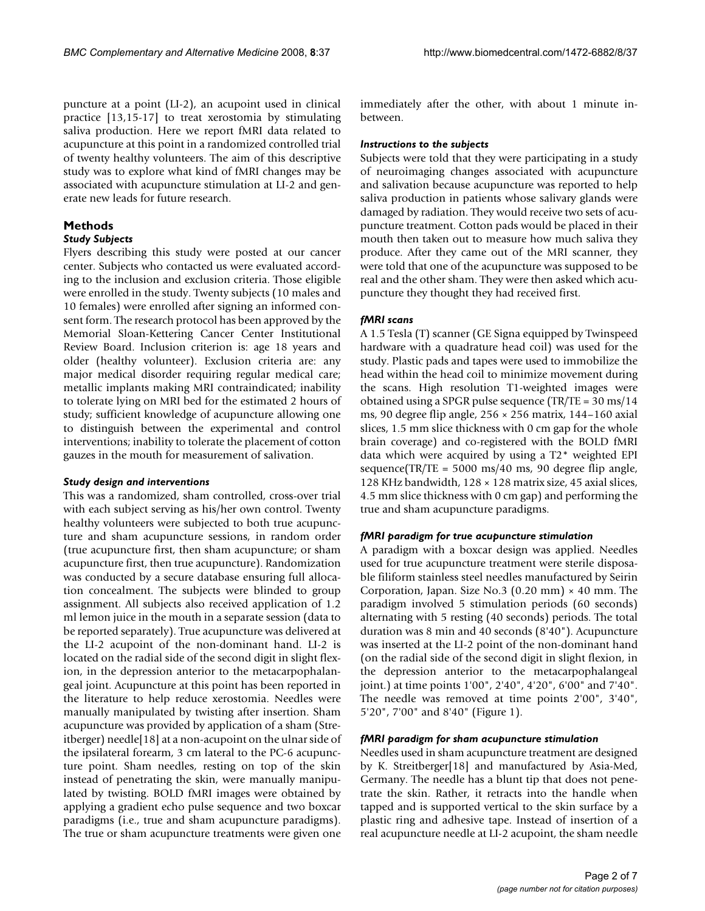puncture at a point (LI-2), an acupoint used in clinical practice [13,15-17] to treat xerostomia by stimulating saliva production. Here we report fMRI data related to acupuncture at this point in a randomized controlled trial of twenty healthy volunteers. The aim of this descriptive study was to explore what kind of fMRI changes may be associated with acupuncture stimulation at LI-2 and generate new leads for future research.

## Methods

### *Study Subjects*

Flyers describing this study were posted at our cancer center. Subjects who contacted us were evaluated according to the inclusion and exclusion criteria. Those eligible were enrolled in the study. Twenty subjects (10 males and 10 females) were enrolled after signing an informed consent form. The research protocol has been approved by the Memorial Sloan-Kettering Cancer Center Institutional Review Board. Inclusion criterion is: age 18 years and older (healthy volunteer). Exclusion criteria are: any major medical disorder requiring regular medical care; metallic implants making MRI contraindicated; inability to tolerate lying on MRI bed for the estimated 2 hours of study; sufficient knowledge of acupuncture allowing one to distinguish between the experimental and control interventions; inability to tolerate the placement of cotton gauzes in the mouth for measurement of salivation.

### *Study design and interventions*

This was a randomized, sham controlled, cross-over trial with each subject serving as his/her own control. Twenty healthy volunteers were subjected to both true acupuncture and sham acupuncture sessions, in random order (true acupuncture first, then sham acupuncture; or sham acupuncture first, then true acupuncture). Randomization was conducted by a secure database ensuring full allocation concealment. The subjects were blinded to group assignment. All subjects also received application of 1.2 ml lemon juice in the mouth in a separate session (data to be reported separately). True acupuncture was delivered at the LI-2 acupoint of the non-dominant hand. LI-2 is located on the radial side of the second digit in slight flexion, in the depression anterior to the metacarpophalangeal joint. Acupuncture at this point has been reported in the literature to help reduce xerostomia. Needles were manually manipulated by twisting after insertion. Sham acupuncture was provided by application of a sham (Streitberger) needle[18] at a non-acupoint on the ulnar side of the ipsilateral forearm, 3 cm lateral to the PC-6 acupuncture point. Sham needles, resting on top of the skin instead of penetrating the skin, were manually manipulated by twisting. BOLD fMRI images were obtained by applying a gradient echo pulse sequence and two boxcar paradigms (i.e., true and sham acupuncture paradigms). The true or sham acupuncture treatments were given one immediately after the other, with about 1 minute in-between.

### *Instructions to the subjects*

Subjects were told that they were participating in a study of neuroimaging changes associated with acupuncture and salivation because acupuncture was reported to help saliva production in patients whose salivary glands were damaged by radiation. They would receive two sets of acupuncture treatment. Cotton pads would be placed in their mouth then taken out to measure how much saliva they produce. After they came out of the MRI scanner, they were told that one of the acupuncture was supposed to be real and the other sham. They were then asked which acupuncture they thought they had received first.

### *fMRI scans*

A 1.5 Tesla (T) scanner (GE Signa equipped by Twinspeed hardware with a quadrature head coil) was used for the study. Plastic pads and tapes were used to immobilize the head within the head coil to minimize movement during the scans. High resolution T1-weighted images were obtained using a SPGR pulse sequence (TR/TE = 30 ms/14 ms, 90 degree flip angle, 256 × 256 matrix, 144–160 axial slices, 1.5 mm slice thickness with 0 cm gap for the whole brain coverage) and co-registered with the BOLD fMRI data which were acquired by using a T2* weighted EPI sequence(TR/TE = 5000 ms/40 ms, 90 degree flip angle, 128 KHz bandwidth, 128 × 128 matrix size, 45 axial slices, 4.5 mm slice thickness with 0 cm gap) and performing the true and sham acupuncture paradigms.

### *fMRI paradigm for true acupuncture stimulation*

A paradigm with a boxcar design was applied. Needles used for true acupuncture treatment were sterile disposable filiform stainless steel needles manufactured by Seirin Corporation, Japan. Size No.3 (0.20 mm) × 40 mm. The paradigm involved 5 stimulation periods (60 seconds) alternating with 5 resting (40 seconds) periods. The total duration was 8 min and 40 seconds (8'40"). Acupuncture was inserted at the LI-2 point of the non-dominant hand (on the radial side of the second digit in slight flexion, in the depression anterior to the metacarpophalangeal joint.) at time points 1'00", 2'40", 4'20", 6'00" and 7'40". The needle was removed at time points 2'00", 3'40", 5'20", 7'00" and 8'40" (Figure 1).

### *fMRI paradigm for sham acupuncture stimulation*

Needles used in sham acupuncture treatment are designed by K. Streitberger[18] and manufactured by Asia-Med, Germany. The needle has a blunt tip that does not penetrate the skin. Rather, it retracts into the handle when tapped and is supported vertical to the skin surface by a plastic ring and adhesive tape. Instead of insertion of a real acupuncture needle at LI-2 acupoint, the sham needle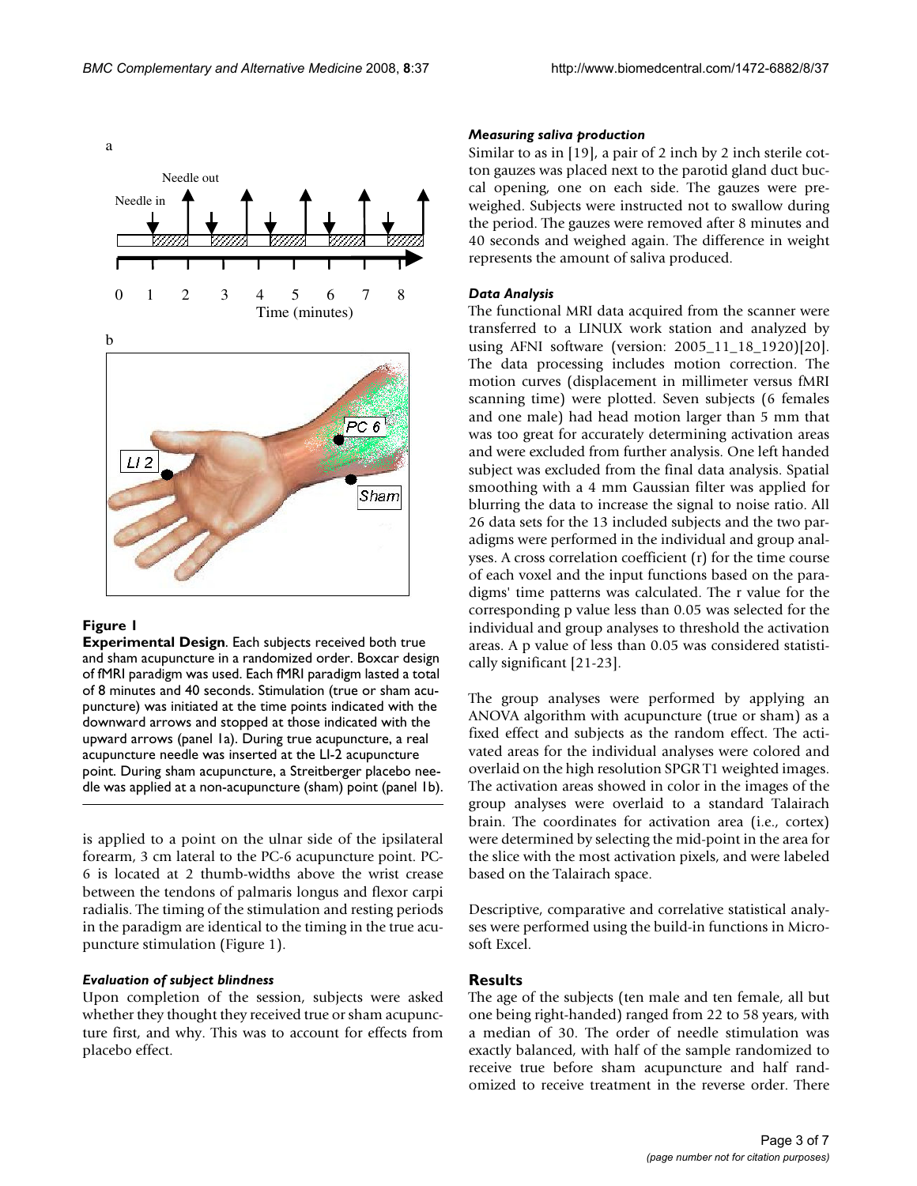**Figure 1**

**Experimental Design**. Each subjects received both true and sham acupuncture in a randomized order. Boxcar design of fMRI paradigm was used. Each fMRI paradigm lasted a total of 8 minutes and 40 seconds. Stimulation (true or sham acupuncture) was initiated at the time points indicated with the downward arrows and stopped at those indicated with the upward arrows (panel 1a). During true acupuncture, a real acupuncture needle was inserted at the LI-2 acupuncture point. During sham acupuncture, a Streitberger placebo needle was applied at a non-acupuncture (sham) point (panel 1b).

is applied to a point on the ulnar side of the ipsilateral forearm, 3 cm lateral to the PC-6 acupuncture point. PC-6 is located at 2 thumb-widths above the wrist crease between the tendons of palmaris longus and flexor carpi radialis. The timing of the stimulation and resting periods in the paradigm are identical to the timing in the true acupuncture stimulation (Figure 1).

#### *Evaluation of subject blindness*

Upon completion of the session, subjects were asked whether they thought they received true or sham acupuncture first, and why. This was to account for effects from placebo effect.

#### *Measuring saliva production*

Similar to as in [19], a pair of 2 inch by 2 inch sterile cotton gauzes was placed next to the parotid gland duct buccal opening, one on each side. The gauzes were preweighed. Subjects were instructed not to swallow during the period. The gauzes were removed after 8 minutes and 40 seconds and weighed again. The difference in weight represents the amount of saliva produced.

#### *Data Analysis*

The functional MRI data acquired from the scanner were transferred to a LINUX work station and analyzed by using AFNI software (version: 2005_11_18_1920)[20]. The data processing includes motion correction. The motion curves (displacement in millimeter versus fMRI scanning time) were plotted. Seven subjects (6 females and one male) had head motion larger than 5 mm that was too great for accurately determining activation areas and were excluded from further analysis. One left handed subject was excluded from the final data analysis. Spatial smoothing with a 4 mm Gaussian filter was applied for blurring the data to increase the signal to noise ratio. All 26 data sets for the 13 included subjects and the two paradigms were performed in the individual and group analyses. A cross correlation coefficient (r) for the time course of each voxel and the input functions based on the paradigms' time patterns was calculated. The r value for the corresponding p value less than 0.05 was selected for the individual and group analyses to threshold the activation areas. A p value of less than 0.05 was considered statistically significant [21-23].

The group analyses were performed by applying an ANOVA algorithm with acupuncture (true or sham) as a fixed effect and subjects as the random effect. The activated areas for the individual analyses were colored and overlaid on the high resolution SPGR T1 weighted images. The activation areas showed in color in the images of the group analyses were overlaid to a standard Talairach brain. The coordinates for activation area (i.e., cortex) were determined by selecting the mid-point in the area for the slice with the most activation pixels, and were labeled based on the Talairach space.

Descriptive, comparative and correlative statistical analyses were performed using the build-in functions in Microsoft Excel.

## Results

The age of the subjects (ten male and ten female, all but one being right-handed) ranged from 22 to 58 years, with a median of 30. The order of needle stimulation was exactly balanced, with half of the sample randomized to receive true before sham acupuncture and half randomized to receive treatment in the reverse order. There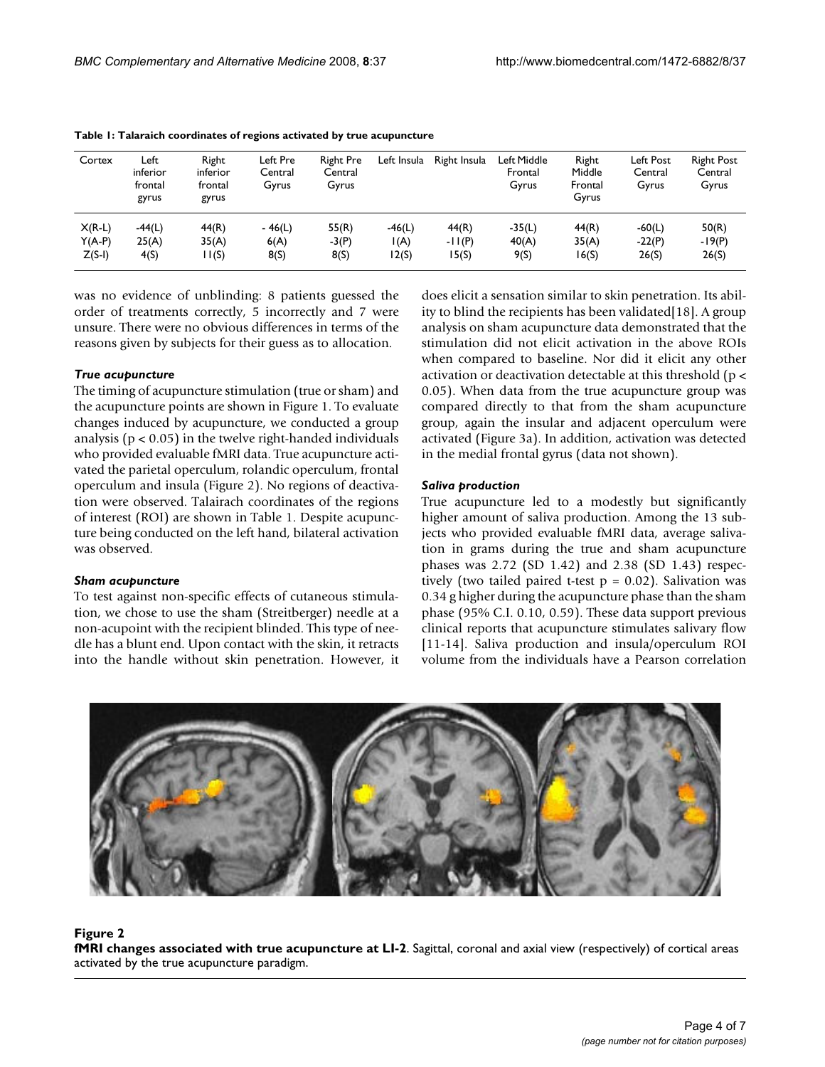**Table 1: Talaraich coordinates of regions activated by true acupuncture**

| Cortex | Left inferior frontal gyrus | Right inferior frontal gyrus | Left Pre Central Gyrus | Right Pre Central Gyrus | Left Insula | Right Insula | Left Middle Frontal Gyrus | Right Middle Frontal Gyrus | Left Post Central Gyrus | Right Post Central Gyrus |
| --- | --- | --- | --- | --- | --- | --- | --- | --- | --- | --- |
| X(R-L) | -44(L) | 44(R) | - 46(L) | 55(R) | -46(L) | 44(R) | -35(L) | 44(R) | -60(L) | 50(R) |
| Y(A-P) | 25(A) | 35(A) | 6(A) | -3(P) | 1(A) | -11(P) | 40(A) | 35(A) | -22(P) | -19(P) |
| Z(S-I) | 4(S) | 11(S) | 8(S) | 8(S) | 12(S) | 15(S) | 9(S) | 16(S) | 26(S) | 26(S) |

was no evidence of unblinding: 8 patients guessed the order of treatments correctly, 5 incorrectly and 7 were unsure. There were no obvious differences in terms of the reasons given by subjects for their guess as to allocation.

### *True acupuncture*

The timing of acupuncture stimulation (true or sham) and the acupuncture points are shown in Figure 1. To evaluate changes induced by acupuncture, we conducted a group analysis ($p < 0.05$) in the twelve right-handed individuals who provided evaluable fMRI data. True acupuncture activated the parietal operculum, rolandic operculum, frontal operculum and insula (Figure 2). No regions of deactivation were observed. Talairach coordinates of the regions of interest (ROI) are shown in Table 1. Despite acupuncture being conducted on the left hand, bilateral activation was observed.

### *Sham acupuncture*

To test against non-specific effects of cutaneous stimulation, we chose to use the sham (Streitberger) needle at a non-acupoint with the recipient blinded. This type of needle has a blunt end. Upon contact with the skin, it retracts into the handle without skin penetration. However, it does elicit a sensation similar to skin penetration. Its ability to blind the recipients has been validated[18]. A group analysis on sham acupuncture data demonstrated that the stimulation did not elicit activation in the above ROIs when compared to baseline. Nor did it elicit any other activation or deactivation detectable at this threshold ($p < 0.05$). When data from the true acupuncture group was compared directly to that from the sham acupuncture group, again the insular and adjacent operculum were activated (Figure 3a). In addition, activation was detected in the medial frontal gyrus (data not shown).

### *Saliva production*

True acupuncture led to a modestly but significantly higher amount of saliva production. Among the 13 subjects who provided evaluable fMRI data, average salivation in grams during the true and sham acupuncture phases was 2.72 (SD 1.42) and 2.38 (SD 1.43) respectively (two tailed paired t-test $p = 0.02$). Salivation was 0.34 g higher during the acupuncture phase than the sham phase (95% C.I. 0.10, 0.59). These data support previous clinical reports that acupuncture stimulates salivary flow [11-14]. Saliva production and insula/operculum ROI volume from the individuals have a Pearson correlation

**Figure 2**
**fMRI changes associated with true acupuncture at LI-2**. Sagittal, coronal and axial view (respectively) of cortical areas activated by the true acupuncture paradigm.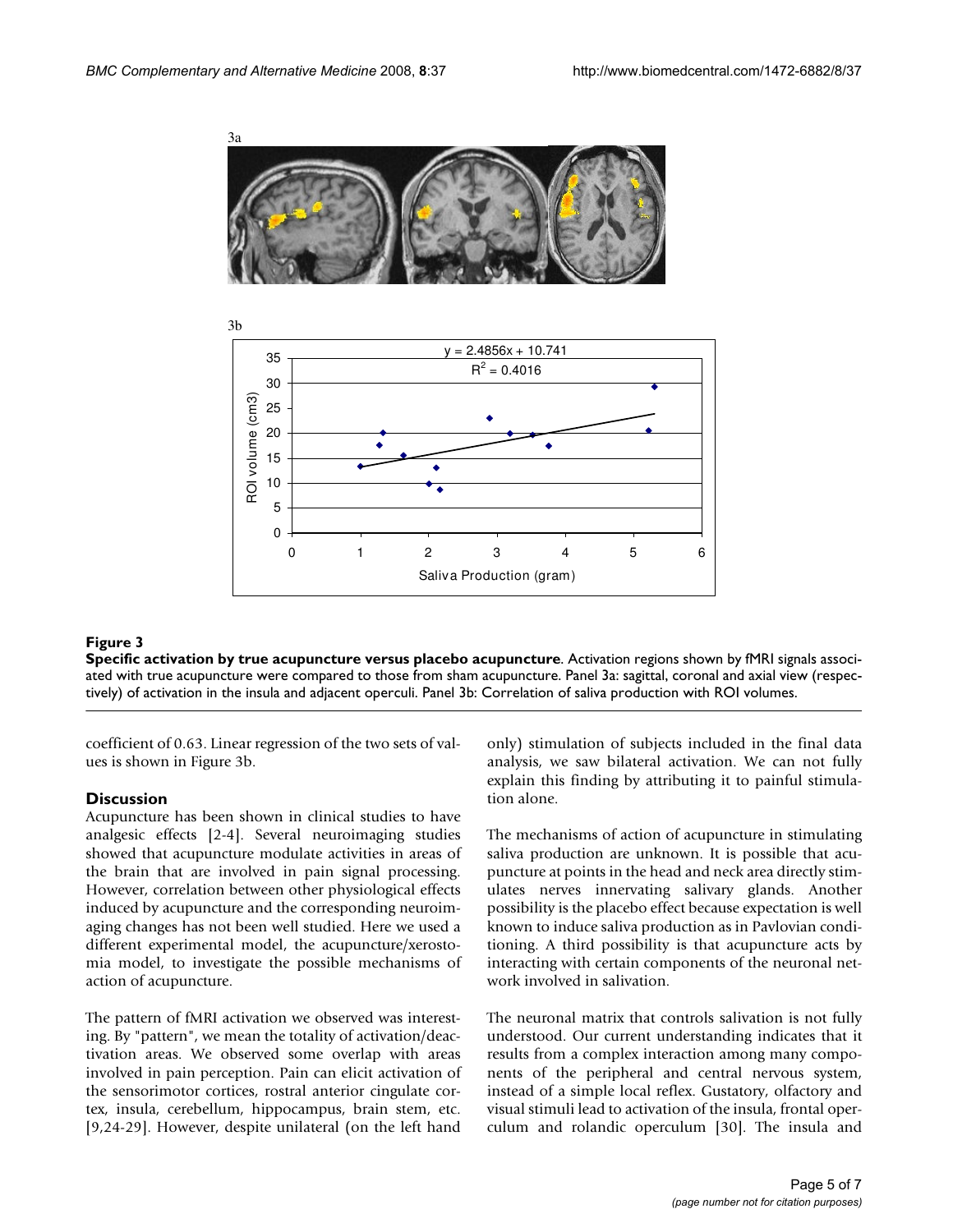3a

3b

**Figure 3**

**Specific activation by true acupuncture versus placebo acupuncture**. Activation regions shown by fMRI signals associated with true acupuncture were compared to those from sham acupuncture. Panel 3a: sagittal, coronal and axial view (respectively) of activation in the insula and adjacent operculi. Panel 3b: Correlation of saliva production with ROI volumes.

coefficient of 0.63. Linear regression of the two sets of values is shown in Figure 3b.

## Discussion

Acupuncture has been shown in clinical studies to have analgesic effects [2-4]. Several neuroimaging studies showed that acupuncture modulate activities in areas of the brain that are involved in pain signal processing. However, correlation between other physiological effects induced by acupuncture and the corresponding neuroimaging changes has not been well studied. Here we used a different experimental model, the acupuncture/xerostomia model, to investigate the possible mechanisms of action of acupuncture.

The pattern of fMRI activation we observed was interesting. By "pattern", we mean the totality of activation/deactivation areas. We observed some overlap with areas involved in pain perception. Pain can elicit activation of the sensorimotor cortices, rostral anterior cingulate cortex, insula, cerebellum, hippocampus, brain stem, etc. [9,24-29]. However, despite unilateral (on the left hand only) stimulation of subjects included in the final data analysis, we saw bilateral activation. We can not fully explain this finding by attributing it to painful stimulation alone.

The mechanisms of action of acupuncture in stimulating saliva production are unknown. It is possible that acupuncture at points in the head and neck area directly stimulates nerves innervating salivary glands. Another possibility is the placebo effect because expectation is well known to induce saliva production as in Pavlovian conditioning. A third possibility is that acupuncture acts by interacting with certain components of the neuronal network involved in salivation.

The neuronal matrix that controls salivation is not fully understood. Our current understanding indicates that it results from a complex interaction among many components of the peripheral and central nervous system, instead of a simple local reflex. Gustatory, olfactory and visual stimuli lead to activation of the insula, frontal operculum and rolandic operculum [30]. The insula and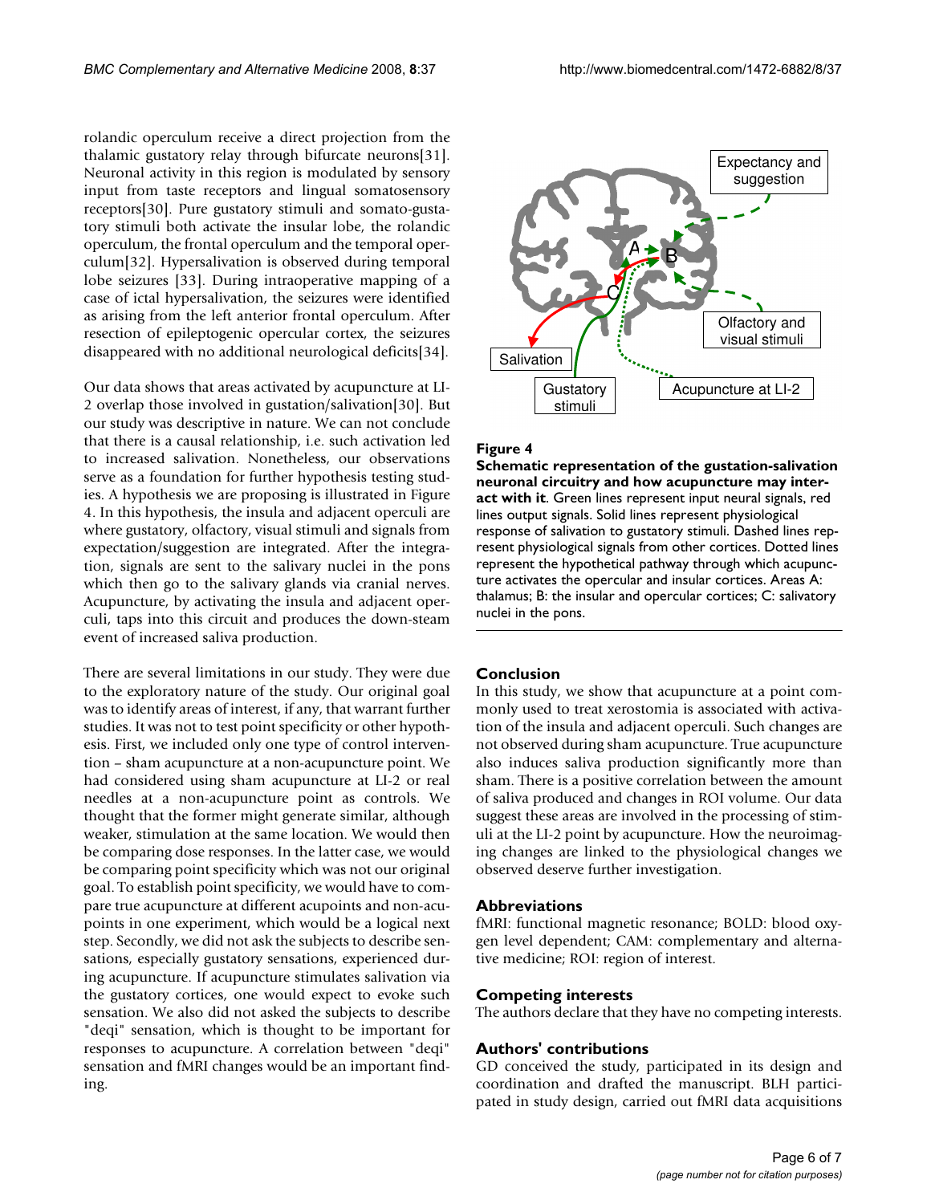rolandic operculum receive a direct projection from the thalamic gustatory relay through bifurcate neurons[31]. Neuronal activity in this region is modulated by sensory input from taste receptors and lingual somatosensory receptors[30]. Pure gustatory stimuli and somato-gustatory stimuli both activate the insular lobe, the rolandic operculum, the frontal operculum and the temporal operculum[32]. Hypersalivation is observed during temporal lobe seizures [33]. During intraoperative mapping of a case of ictal hypersalivation, the seizures were identified as arising from the left anterior frontal operculum. After resection of epileptogenic opercular cortex, the seizures disappeared with no additional neurological deficits[34].

Our data shows that areas activated by acupuncture at LI-2 overlap those involved in gustation/salivation[30]. But our study was descriptive in nature. We can not conclude that there is a causal relationship, i.e. such activation led to increased salivation. Nonetheless, our observations serve as a foundation for further hypothesis testing studies. A hypothesis we are proposing is illustrated in Figure 4. In this hypothesis, the insula and adjacent operculi are where gustatory, olfactory, visual stimuli and signals from expectation/suggestion are integrated. After the integration, signals are sent to the salivary nuclei in the pons which then go to the salivary glands via cranial nerves. Acupuncture, by activating the insula and adjacent operculi, taps into this circuit and produces the down-steam event of increased saliva production.

There are several limitations in our study. They were due to the exploratory nature of the study. Our original goal was to identify areas of interest, if any, that warrant further studies. It was not to test point specificity or other hypothesis. First, we included only one type of control intervention – sham acupuncture at a non-acupuncture point. We had considered using sham acupuncture at LI-2 or real needles at a non-acupuncture point as controls. We thought that the former might generate similar, although weaker, stimulation at the same location. We would then be comparing dose responses. In the latter case, we would be comparing point specificity which was not our original goal. To establish point specificity, we would have to compare true acupuncture at different acupoints and non-acupoints in one experiment, which would be a logical next step. Secondly, we did not ask the subjects to describe sensations, especially gustatory sensations, experienced during acupuncture. If acupuncture stimulates salivation via the gustatory cortices, one would expect to evoke such sensation. We also did not asked the subjects to describe "deqi" sensation, which is thought to be important for responses to acupuncture. A correlation between "deqi" sensation and fMRI changes would be an important finding.

**Figure 4**

**Schematic representation of the gustation-salivation neuronal circuitry and how acupuncture may interact with it**. Green lines represent input neural signals, red lines output signals. Solid lines represent physiological response of salivation to gustatory stimuli. Dashed lines represent physiological signals from other cortices. Dotted lines represent the hypothetical pathway through which acupuncture activates the opercular and insular cortices. Areas A: thalamus; B: the insular and opercular cortices; C: salivatory nuclei in the pons.

## Conclusion

In this study, we show that acupuncture at a point commonly used to treat xerostomia is associated with activation of the insula and adjacent operculi. Such changes are not observed during sham acupuncture. True acupuncture also induces saliva production significantly more than sham. There is a positive correlation between the amount of saliva produced and changes in ROI volume. Our data suggest these areas are involved in the processing of stimuli at the LI-2 point by acupuncture. How the neuroimaging changes are linked to the physiological changes we observed deserve further investigation.

## Abbreviations

fMRI: functional magnetic resonance; BOLD: blood oxygen level dependent; CAM: complementary and alternative medicine; ROI: region of interest.

## Competing interests

The authors declare that they have no competing interests.

## Authors' contributions

GD conceived the study, participated in its design and coordination and drafted the manuscript. BLH participated in study design, carried out fMRI data acquisitions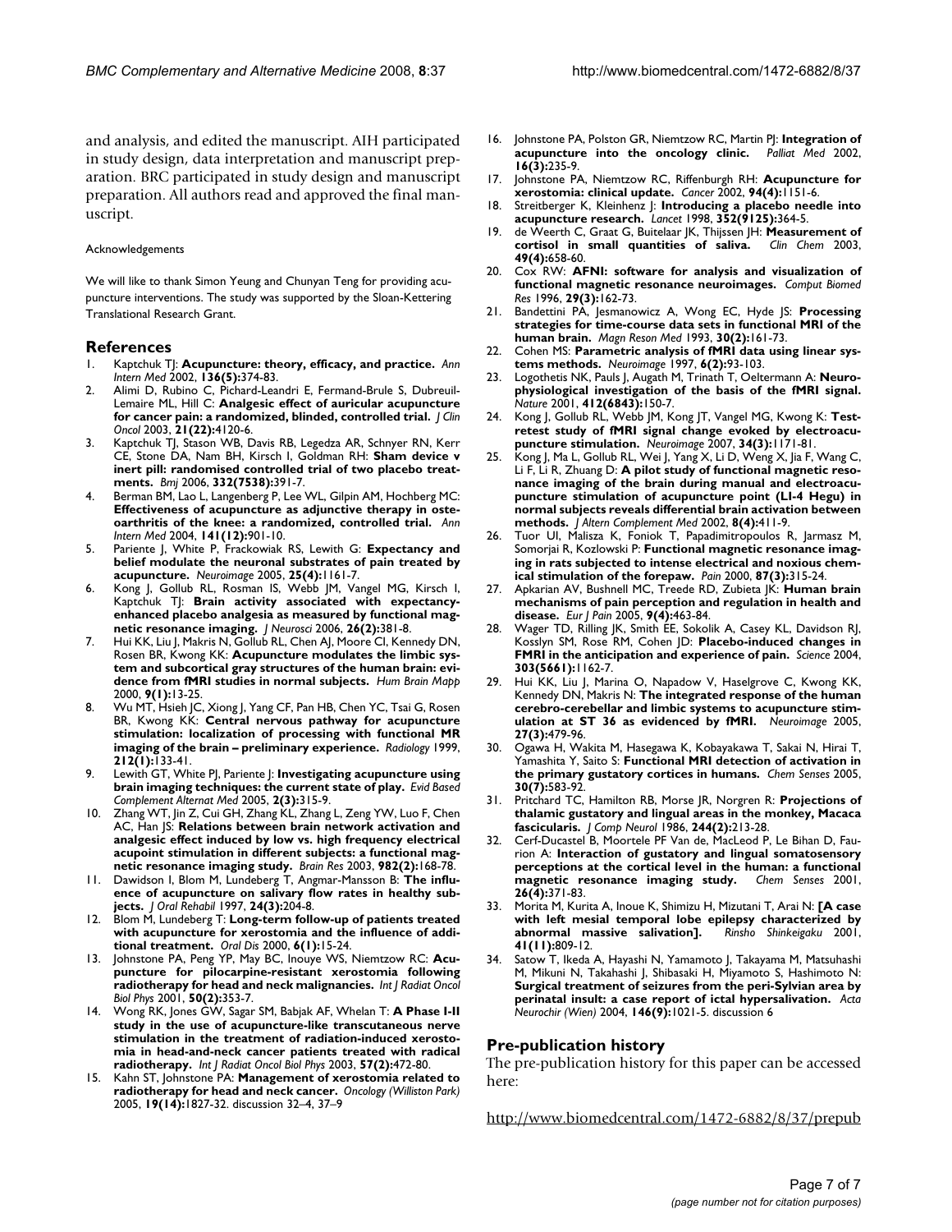and analysis, and edited the manuscript. AIH participated in study design, data interpretation and manuscript preparation. BRC participated in study design and manuscript preparation. All authors read and approved the final manuscript.

#### Acknowledgements

We will like to thank Simon Yeung and Chunyan Teng for providing acupuncture interventions. The study was supported by the Sloan-Kettering Translational Research Grant.

## References

1. Kaptchuk TJ: **Acupuncture: theory, efficacy, and practice.** *Ann Intern Med* 2002, **136(5):**374-83.
2. Alimi D, Rubino C, Pichard-Leandri E, Fermand-Brule S, Dubreuil-Lemaire ML, Hill C: **Analgesic effect of auricular acupuncture for cancer pain: a randomized, blinded, controlled trial.** *J Clin Oncol* 2003, **21(22):**4120-6.
3. Kaptchuk TJ, Stason WB, Davis RB, Legedza AR, Schnyer RN, Kerr CE, Stone DA, Nam BH, Kirsch I, Goldman RH: **Sham device v inert pill: randomised controlled trial of two placebo treatments.** *Bmj* 2006, **332(7538):**391-7.
4. Berman BM, Lao L, Langenberg P, Lee WL, Gilpin AM, Hochberg MC: **Effectiveness of acupuncture as adjunctive therapy in osteoarthritis of the knee: a randomized, controlled trial.** *Ann Intern Med* 2004, **141(12):**901-10.
5. Pariente J, White P, Frackowiak RS, Lewith G: **Expectancy and belief modulate the neuronal substrates of pain treated by acupuncture.** *Neuroimage* 2005, **25(4):**1161-7.
6. Kong J, Gollub RL, Rosman IS, Webb JM, Vangel MG, Kirsch I, Kaptchuk TJ: **Brain activity associated with expectancy-enhanced placebo analgesia as measured by functional magnetic resonance imaging.** *J Neurosci* 2006, **26(2):**381-8.
7. Hui KK, Liu J, Makris N, Gollub RL, Chen AJ, Moore CI, Kennedy DN, Rosen BR, Kwong KK: **Acupuncture modulates the limbic system and subcortical gray structures of the human brain: evidence from fMRI studies in normal subjects.** *Hum Brain Mapp* 2000, **9(1):**13-25.
8. Wu MT, Hsieh JC, Xiong J, Yang CF, Pan HB, Chen YC, Tsai G, Rosen BR, Kwong KK: **Central nervous pathway for acupuncture stimulation: localization of processing with functional MR imaging of the brain – preliminary experience.** *Radiology* 1999, **212(1):**133-41.
9. Lewith GT, White PJ, Pariente J: **Investigating acupuncture using brain imaging techniques: the current state of play.** *Evid Based Complement Alternat Med* 2005, **2(3):**315-9.
10. Zhang WT, Jin Z, Cui GH, Zhang KL, Zhang L, Zeng YW, Luo F, Chen AC, Han JS: **Relations between brain network activation and analgesic effect induced by low vs. high frequency electrical acupoint stimulation in different subjects: a functional magnetic resonance imaging study.** *Brain Res* 2003, **982(2):**168-78.
11. Dawidson I, Blom M, Lundeberg T, Angmar-Mansson B: **The influence of acupuncture on salivary flow rates in healthy subjects.** *J Oral Rehabil* 1997, **24(3):**204-8.
12. Blom M, Lundeberg T: **Long-term follow-up of patients treated with acupuncture for xerostomia and the influence of additional treatment.** *Oral Dis* 2000, **6(1):**15-24.
13. Johnstone PA, Peng YP, May BC, Inouye WS, Niemtzow RC: **Acupuncture for pilocarpine-resistant xerostomia following radiotherapy for head and neck malignancies.** *Int J Radiat Oncol Biol Phys* 2001, **50(2):**353-7.
14. Wong RK, Jones GW, Sagar SM, Babjak AF, Whelan T: **A Phase I-II study in the use of acupuncture-like transcutaneous nerve stimulation in the treatment of radiation-induced xerostomia in head-and-neck cancer patients treated with radical radiotherapy.** *Int J Radiat Oncol Biol Phys* 2003, **57(2):**472-80.
15. Kahn ST, Johnstone PA: **Management of xerostomia related to radiotherapy for head and neck cancer.** *Oncology (Williston Park)* 2005, **19(14):**1827-32. discussion 32–4, 37–9
16. Johnstone PA, Polston GR, Niemtzow RC, Martin PJ: **Integration of acupuncture into the oncology clinic.** *Palliat Med* 2002, **16(3):**235-9.
17. Johnstone PA, Niemtzow RC, Riffenburgh RH: **Acupuncture for xerostomia: clinical update.** *Cancer* 2002, **94(4):**1151-6.
18. Streitberger K, Kleinhenz J: **Introducing a placebo needle into acupuncture research.** *Lancet* 1998, **352(9125):**364-5.
19. de Weerth C, Graat G, Buitelaar JK, Thijssen JH: **Measurement of cortisol in small quantities of saliva.** *Clin Chem* 2003, **49(4):**658-60.
20. Cox RW: **AFNI: software for analysis and visualization of functional magnetic resonance neuroimages.** *Comput Biomed Res* 1996, **29(3):**162-73.
21. Bandettini PA, Jesmanowicz A, Wong EC, Hyde JS: **Processing strategies for time-course data sets in functional MRI of the human brain.** *Magn Reson Med* 1993, **30(2):**161-73.
22. Cohen MS: **Parametric analysis of fMRI data using linear systems methods.** *Neuroimage* 1997, **6(2):**93-103.
23. Logothetis NK, Pauls J, Augath M, Trinath T, Oeltermann A: **Neurophysiological investigation of the basis of the fMRI signal.** *Nature* 2001, **412(6843):**150-7.
24. Kong J, Gollub RL, Webb JM, Kong JT, Vangel MG, Kwong K: **Test-retest study of fMRI signal change evoked by electroacupuncture stimulation.** *Neuroimage* 2007, **34(3):**1171-81.
25. Kong J, Ma L, Gollub RL, Wei J, Yang X, Li D, Weng X, Jia F, Wang C, Li F, Li R, Zhuang D: **A pilot study of functional magnetic resonance imaging of the brain during manual and electroacupuncture stimulation of acupuncture point (LI-4 Hegu) in normal subjects reveals differential brain activation between methods.** *J Altern Complement Med* 2002, **8(4):**411-9.
26. Tuor UI, Malisza K, Foniok T, Papadimitropoulos R, Jarmasz M, Somorjai R, Kozlowski P: **Functional magnetic resonance imaging in rats subjected to intense electrical and noxious chemical stimulation of the forepaw.** *Pain* 2000, **87(3):**315-24.
27. Apkarian AV, Bushnell MC, Treede RD, Zubieta JK: **Human brain mechanisms of pain perception and regulation in health and disease.** *Eur J Pain* 2005, **9(4):**463-84.
28. Wager TD, Rilling JK, Smith EE, Sokolik A, Casey KL, Davidson RJ, Kosslyn SM, Rose RM, Cohen JD: **Placebo-induced changes in FMRI in the anticipation and experience of pain.** *Science* 2004, **303(5661):**1162-7.
29. Hui KK, Liu J, Marina O, Napadow V, Haselgrove C, Kwong KK, Kennedy DN, Makris N: **The integrated response of the human cerebro-cerebellar and limbic systems to acupuncture stimulation at ST 36 as evidenced by fMRI.** *Neuroimage* 2005, **27(3):**479-96.
30. Ogawa H, Wakita M, Hasegawa K, Kobayakawa T, Sakai N, Hirai T, Yamashita Y, Saito S: **Functional MRI detection of activation in the primary gustatory cortices in humans.** *Chem Senses* 2005, **30(7):**583-92.
31. Pritchard TC, Hamilton RB, Morse JR, Norgren R: **Projections of thalamic gustatory and lingual areas in the monkey, Macaca fascicularis.** *J Comp Neurol* 1986, **244(2):**213-28.
32. Cerf-Ducastel B, Moortele PF Van de, MacLeod P, Le Bihan D, Faurion A: **Interaction of gustatory and lingual somatosensory perceptions at the cortical level in the human: a functional magnetic resonance imaging study.** *Chem Senses* 2001, **26(4):**371-83.
33. Morita M, Kurita A, Inoue K, Shimizu H, Mizutani T, Arai N: **[A case with left mesial temporal lobe epilepsy characterized by abnormal massive salivation].** *Rinsho Shinkeigaku* 2001, **41(11):**809-12.
34. Satow T, Ikeda A, Hayashi N, Yamamoto J, Takayama M, Matsuhashi M, Mikuni N, Takahashi J, Shibasaki H, Miyamoto S, Hashimoto N: **Surgical treatment of seizures from the peri-Sylvian area by perinatal insult: a case report of ictal hypersalivation.** *Acta Neurochir (Wien)* 2004, **146(9):**1021-5. discussion 6

## Pre-publication history

The pre-publication history for this paper can be accessed here:

http://www.biomedcentral.com/1472-6882/8/37/prepub